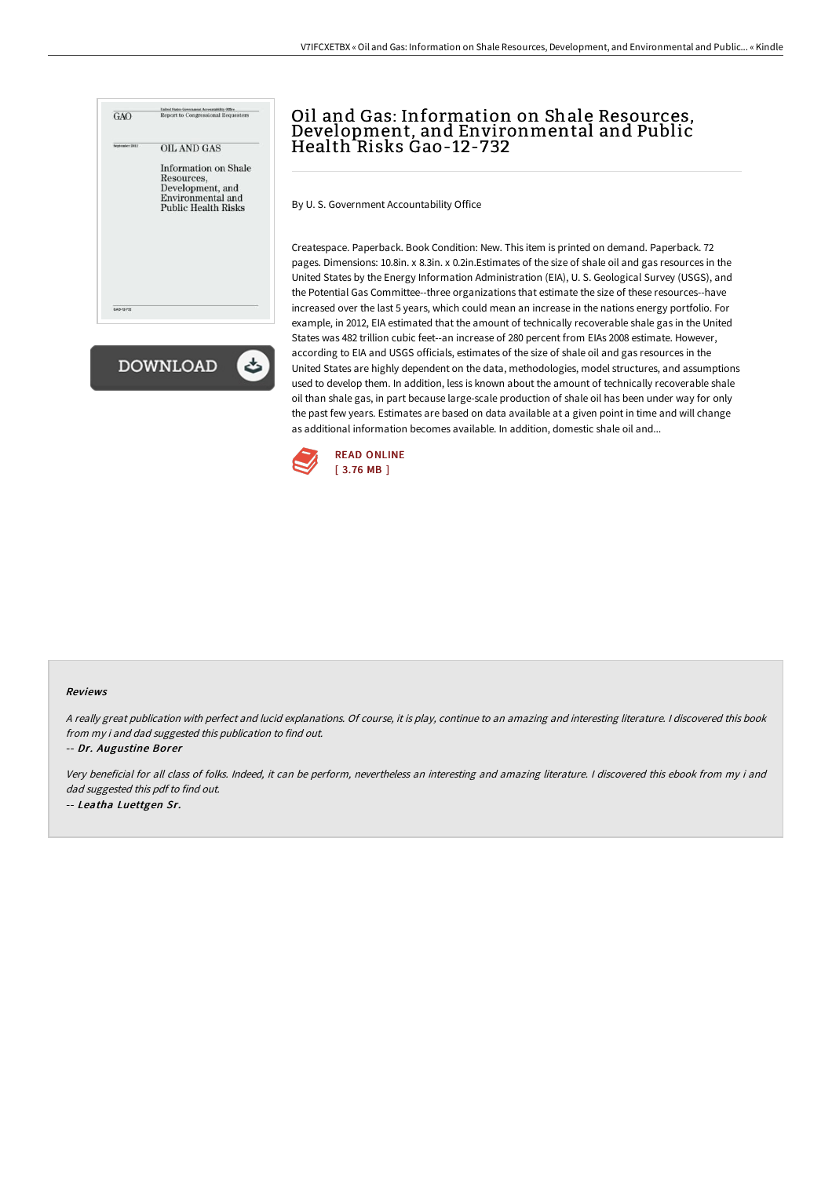# Oil and Gas: Information on Shale Resources, Development, and Environmental and Public Health Risks Gao-12-732

By U. S. Government Accountability Office

Createspace. Paperback. Book Condition: New. This item is printed on demand. Paperback. 72 pages. Dimensions: 10.8in. x 8.3in. x 0.2in.Estimates of the size of shale oil and gas resources in the United States by the Energy Information Administration (EIA), U. S. Geological Survey (USGS), and the Potential Gas Committee--three organizations that estimate the size of these resources--have increased over the last 5 years, which could mean an increase in the nations energy portfolio. For example, in 2012, EIA estimated that the amount of technically recoverable shale gas in the United States was 482 trillion cubic feet--an increase of 280 percent from EIAs 2008 estimate. However, according to EIA and USGS officials, estimates of the size of shale oil and gas resources in the United States are highly dependent on the data, methodologies, model structures, and assumptions used to develop them. In addition, less is known about the amount of technically recoverable shale oil than shale gas, in part because large-scale production of shale oil has been under way for only the past few years. Estimates are based on data available at a given point in time and will change as additional information becomes available. In addition, domestic shale oil and...

READ ONLINE
[ 3.76 MB ]

#### Reviews

*A really great publication with perfect and lucid explanations. Of course, it is play, continue to an amazing and interesting literature. I discovered this book from my i and dad suggested this publication to find out.*

-- *Dr. Augustine Borer*

*Very beneficial for all class of folks. Indeed, it can be perform, nevertheless an interesting and amazing literature. I discovered this ebook from my i and dad suggested this pdf to find out.*

-- *Leatha Luettgen Sr.*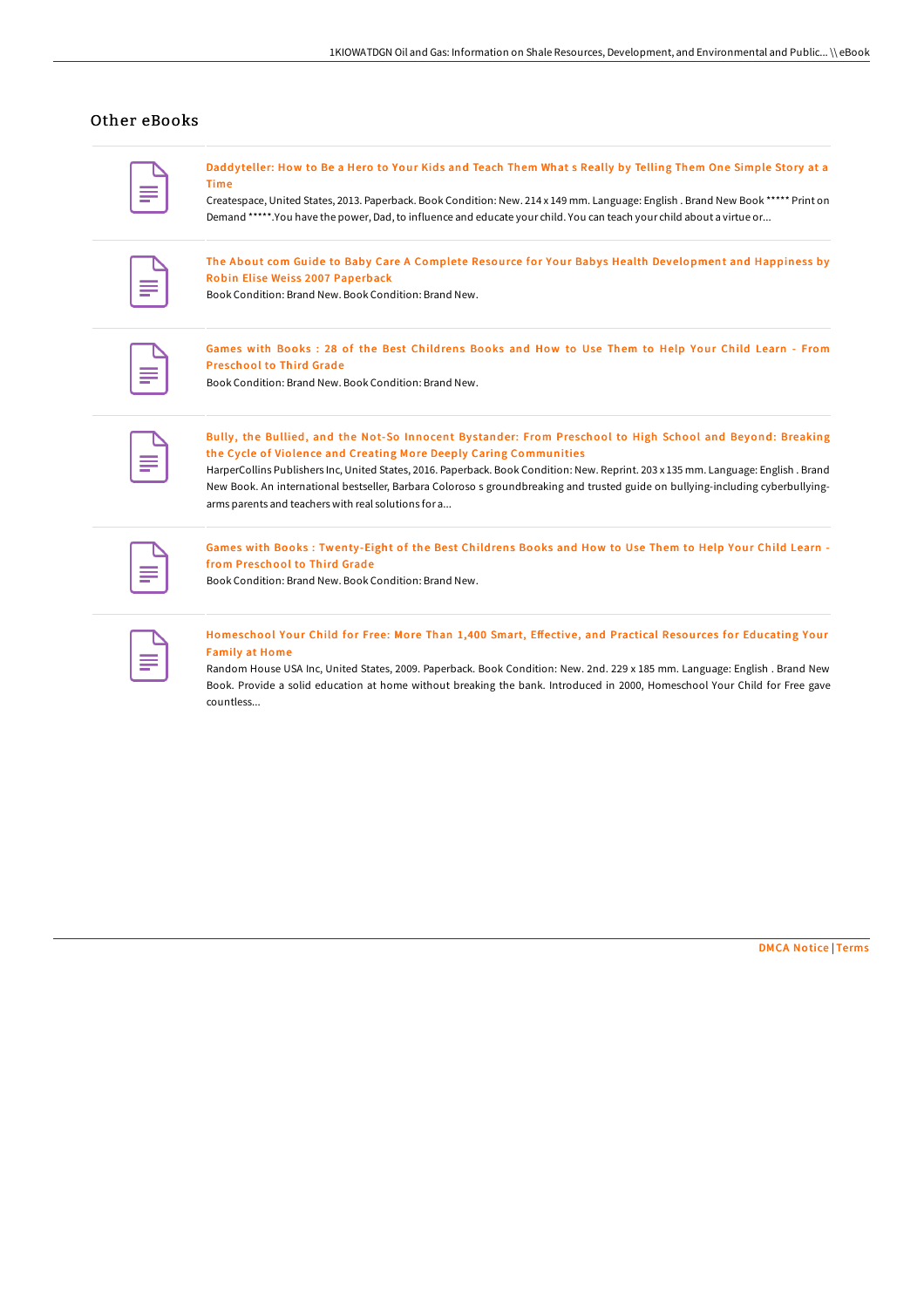## Other eBooks

**Daddyteller: How to Be a Hero to Your Kids and Teach Them What s Really by Telling Them One Simple Story at a Time**

Createspace, United States, 2013. Paperback. Book Condition: New. 214 x 149 mm. Language: English . Brand New Book ***** Print on Demand *****.You have the power, Dad, to influence and educate your child. You can teach your child about a virtue or...

**The About com Guide to Baby Care A Complete Resource for Your Babys Health Development and Happiness by Robin Elise Weiss 2007 Paperback**

Book Condition: Brand New. Book Condition: Brand New.

**Games with Books : 28 of the Best Childrens Books and How to Use Them to Help Your Child Learn - From Preschool to Third Grade**

Book Condition: Brand New. Book Condition: Brand New.

**Bully, the Bullied, and the Not-So Innocent Bystander: From Preschool to High School and Beyond: Breaking the Cycle of Violence and Creating More Deeply Caring Communities**

HarperCollins Publishers Inc, United States, 2016. Paperback. Book Condition: New. Reprint. 203 x 135 mm. Language: English . Brand New Book. An international bestseller, Barbara Coloroso s groundbreaking and trusted guide on bullying-including cyberbullying-arms parents and teachers with real solutions for a...

**Games with Books : Twenty-Eight of the Best Childrens Books and How to Use Them to Help Your Child Learn - from Preschool to Third Grade**

Book Condition: Brand New. Book Condition: Brand New.

**Homeschool Your Child for Free: More Than 1,400 Smart, Effective, and Practical Resources for Educating Your Family at Home**

Random House USA Inc, United States, 2009. Paperback. Book Condition: New. 2nd. 229 x 185 mm. Language: English . Brand New Book. Provide a solid education at home without breaking the bank. Introduced in 2000, Homeschool Your Child for Free gave countless...